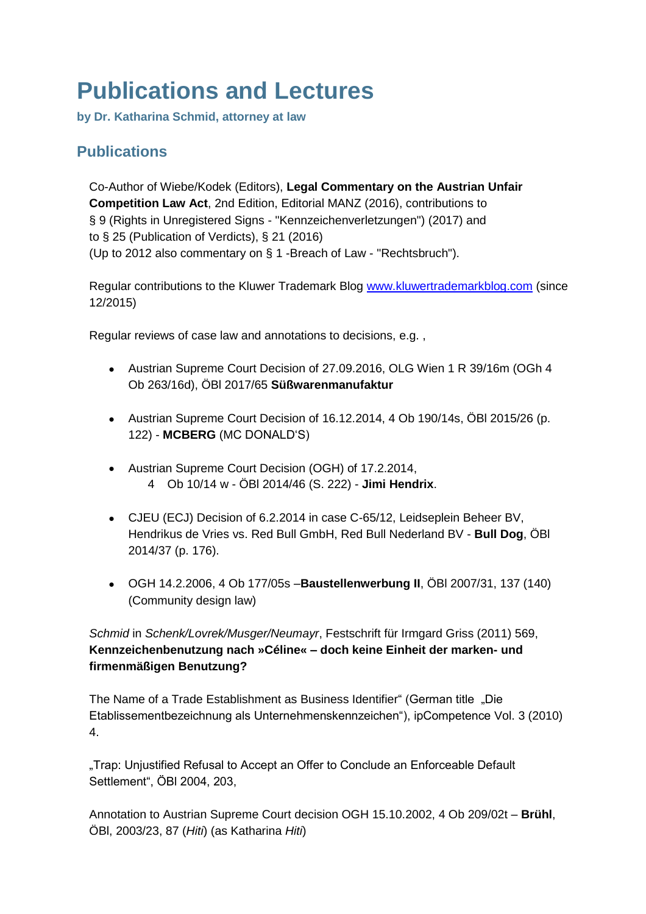# Publications and Lectures

**by Dr. Katharina Schmid, attorney at law**

## Publications

Co-Author of Wiebe/Kodek (Editors), **Legal Commentary on the Austrian Unfair Competition Law Act**, 2nd Edition, Editorial MANZ (2016), contributions to § 9 (Rights in Unregistered Signs - "Kennzeichenverletzungen") (2017) and to § 25 (Publication of Verdicts), § 21 (2016)
(Up to 2012 also commentary on § 1 -Breach of Law - "Rechtsbruch").

Regular contributions to the Kluwer Trademark Blog [www.kluwertrademarkblog.com](http://www.kluwertrademarkblog.com) (since 12/2015)

Regular reviews of case law and annotations to decisions, e.g. ,

- Austrian Supreme Court Decision of 27.09.2016, OLG Wien 1 R 39/16m (OGh 4 Ob 263/16d), ÖBl 2017/65 **Süßwarenmanufaktur**
- Austrian Supreme Court Decision of 16.12.2014, 4 Ob 190/14s, ÖBl 2015/26 (p. 122) - **MCBERG** (MC DONALD'S)
- Austrian Supreme Court Decision (OGH) of 17.2.2014, 4 Ob 10/14 w - ÖBl 2014/46 (S. 222) - **Jimi Hendrix**.
- CJEU (ECJ) Decision of 6.2.2014 in case C-65/12, Leidseplein Beheer BV, Hendrikus de Vries vs. Red Bull GmbH, Red Bull Nederland BV - **Bull Dog**, ÖBl 2014/37 (p. 176).
- OGH 14.2.2006, 4 Ob 177/05s –**Baustellenwerbung II**, ÖBl 2007/31, 137 (140) (Community design law)

*Schmid* in *Schenk/Lovrek/Musger/Neumayr*, Festschrift für Irmgard Griss (2011) 569, **Kennzeichenbenutzung nach »Céline« – doch keine Einheit der marken- und firmenmäßigen Benutzung?**

The Name of a Trade Establishment as Business Identifier" (German title „Die Etablissementbezeichnung als Unternehmenskennzeichen"), ipCompetence Vol. 3 (2010) 4.

„Trap: Unjustified Refusal to Accept an Offer to Conclude an Enforceable Default Settlement", ÖBl 2004, 203,

Annotation to Austrian Supreme Court decision OGH 15.10.2002, 4 Ob 209/02t – **Brühl**, ÖBl, 2003/23, 87 (*Hiti*) (as Katharina *Hiti*)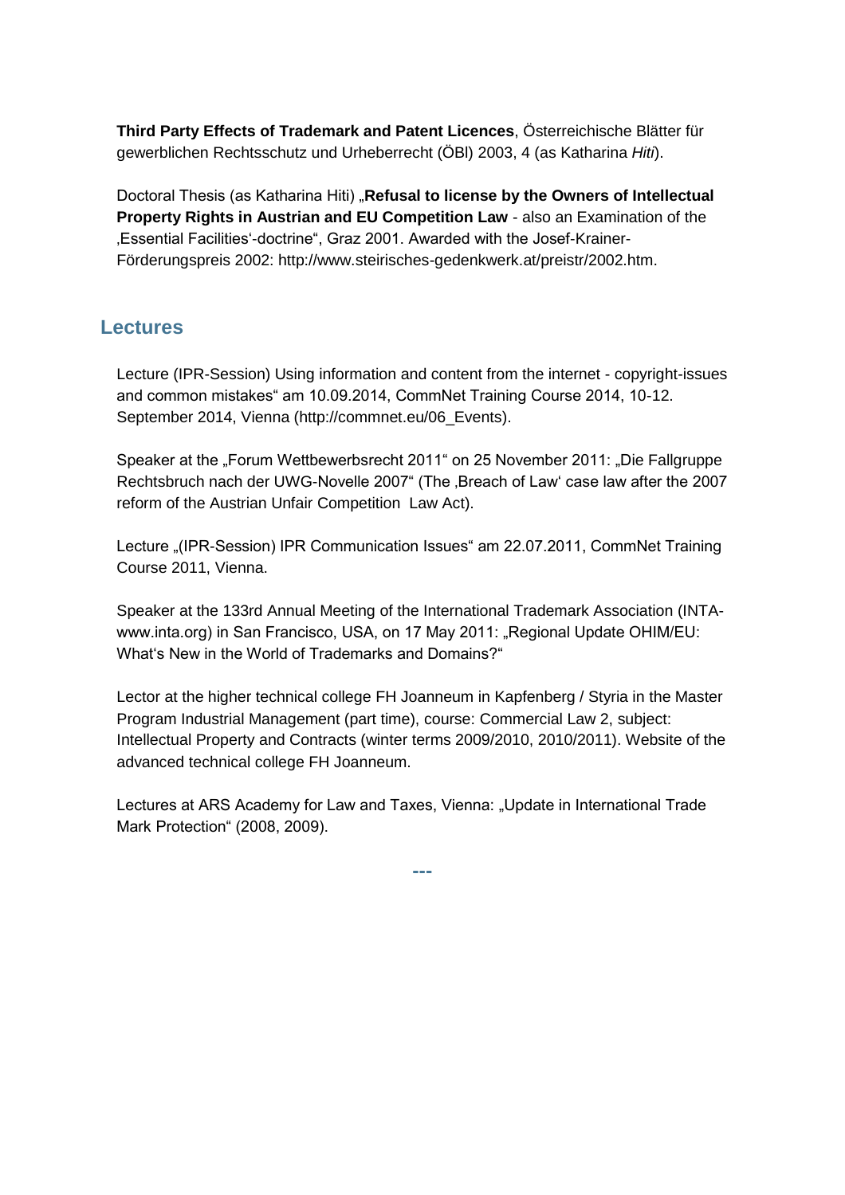**Third Party Effects of Trademark and Patent Licences**, Österreichische Blätter für gewerblichen Rechtsschutz und Urheberrecht (ÖBl) 2003, 4 (as Katharina *Hiti*).

Doctoral Thesis (as Katharina Hiti) „**Refusal to license by the Owners of Intellectual Property Rights in Austrian and EU Competition Law** - also an Examination of the ‚Essential Facilities'-doctrine", Graz 2001. Awarded with the Josef-Krainer-Förderungspreis 2002: http://www.steirisches-gedenkwerk.at/preistr/2002.htm.

## Lectures

Lecture (IPR-Session) Using information and content from the internet - copyright-issues and common mistakes" am 10.09.2014, CommNet Training Course 2014, 10-12. September 2014, Vienna (http://commnet.eu/06_Events).

Speaker at the „Forum Wettbewerbsrecht 2011" on 25 November 2011: „Die Fallgruppe Rechtsbruch nach der UWG-Novelle 2007" (The ‚Breach of Law' case law after the 2007 reform of the Austrian Unfair Competition Law Act).

Lecture „(IPR-Session) IPR Communication Issues" am 22.07.2011, CommNet Training Course 2011, Vienna.

Speaker at the 133rd Annual Meeting of the International Trademark Association (INTA- www.inta.org) in San Francisco, USA, on 17 May 2011: „Regional Update OHIM/EU: What's New in the World of Trademarks and Domains?"

Lector at the higher technical college FH Joanneum in Kapfenberg / Styria in the Master Program Industrial Management (part time), course: Commercial Law 2, subject: Intellectual Property and Contracts (winter terms 2009/2010, 2010/2011). Website of the advanced technical college FH Joanneum.

Lectures at ARS Academy for Law and Taxes, Vienna: „Update in International Trade Mark Protection" (2008, 2009).

---